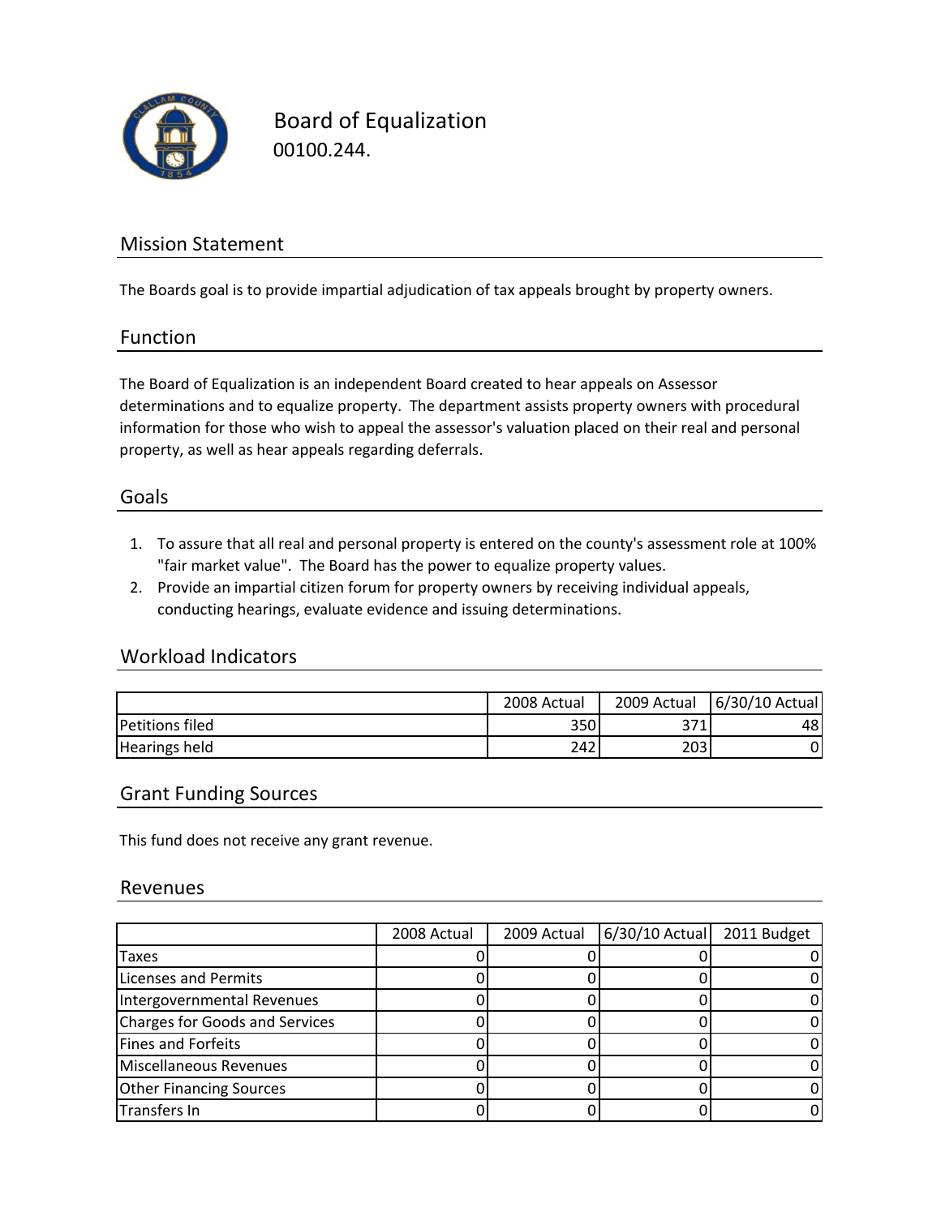# Board of Equalization

00100.244.

## Mission Statement

The Boards goal is to provide impartial adjudication of tax appeals brought by property owners.

## Function

The Board of Equalization is an independent Board created to hear appeals on Assessor determinations and to equalize property. The department assists property owners with procedural information for those who wish to appeal the assessor's valuation placed on their real and personal property, as well as hear appeals regarding deferrals.

## Goals

1. To assure that all real and personal property is entered on the county's assessment role at 100% "fair market value". The Board has the power to equalize property values.
2. Provide an impartial citizen forum for property owners by receiving individual appeals, conducting hearings, evaluate evidence and issuing determinations.

## Workload Indicators

| | 2008 Actual | 2009 Actual | 6/30/10 Actual |
|---|---|---|---|
| Petitions filed | 350 | 371 | 48 |
| Hearings held | 242 | 203 | 0 |

## Grant Funding Sources

This fund does not receive any grant revenue.

## Revenues

| | 2008 Actual | 2009 Actual | 6/30/10 Actual | 2011 Budget |
|---|---|---|---|---|
| Taxes | 0 | 0 | 0 | 0 |
| Licenses and Permits | 0 | 0 | 0 | 0 |
| Intergovernmental Revenues | 0 | 0 | 0 | 0 |
| Charges for Goods and Services | 0 | 0 | 0 | 0 |
| Fines and Forfeits | 0 | 0 | 0 | 0 |
| Miscellaneous Revenues | 0 | 0 | 0 | 0 |
| Other Financing Sources | 0 | 0 | 0 | 0 |
| Transfers In | 0 | 0 | 0 | 0 |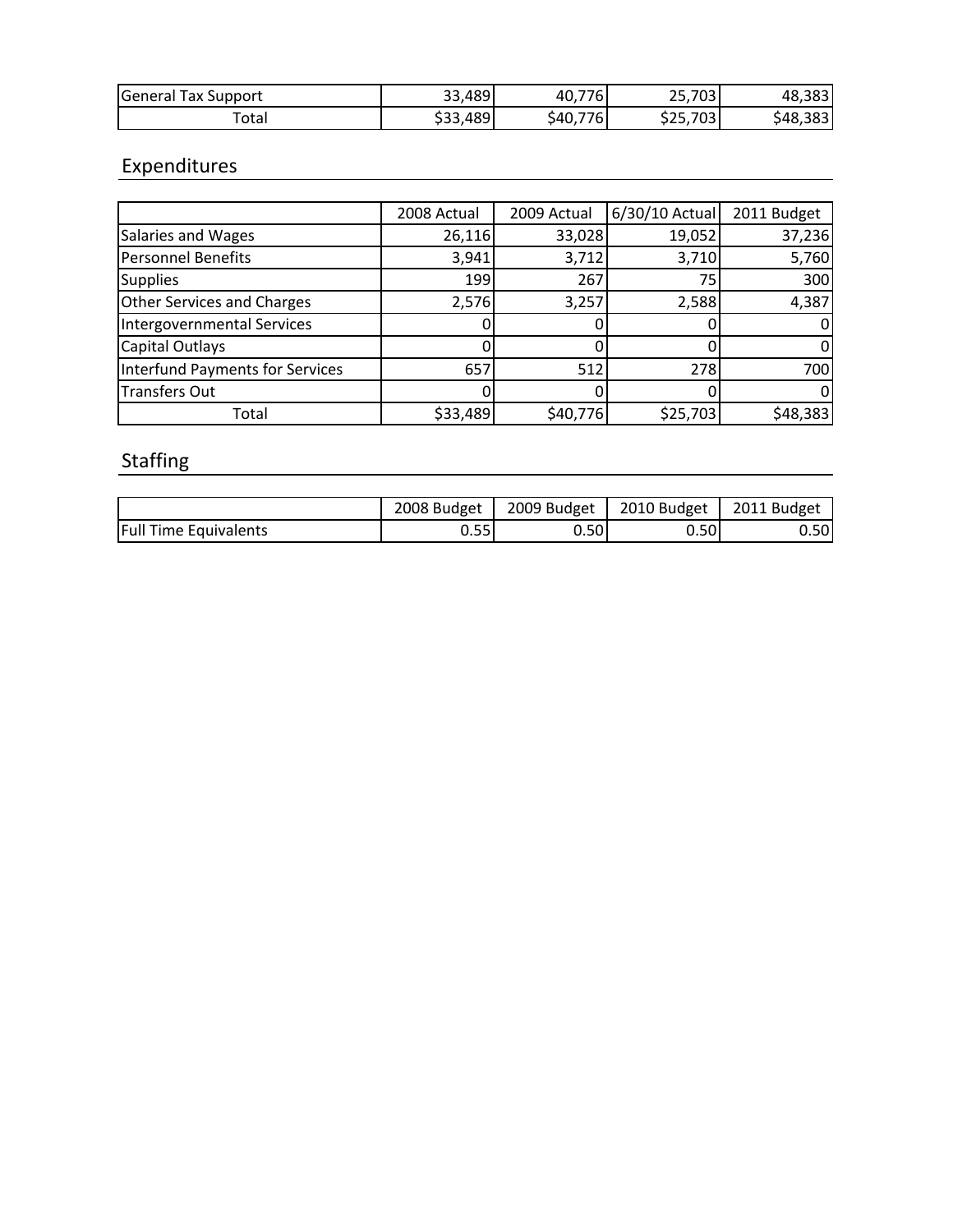| | | | | |
|---|---|---|---|---|
| General Tax Support | 33,489 | 40,776 | 25,703 | 48,383 |
| Total | $33,489 | $40,776 | $25,703 | $48,383 |

## Expenditures

| | 2008 Actual | 2009 Actual | 6/30/10 Actual | 2011 Budget |
|---|---|---|---|---|
| Salaries and Wages | 26,116 | 33,028 | 19,052 | 37,236 |
| Personnel Benefits | 3,941 | 3,712 | 3,710 | 5,760 |
| Supplies | 199 | 267 | 75 | 300 |
| Other Services and Charges | 2,576 | 3,257 | 2,588 | 4,387 |
| Intergovernmental Services | 0 | 0 | 0 | 0 |
| Capital Outlays | 0 | 0 | 0 | 0 |
| Interfund Payments for Services | 657 | 512 | 278 | 700 |
| Transfers Out | 0 | 0 | 0 | 0 |
| Total | $33,489 | $40,776 | $25,703 | $48,383 |

## Staffing

| | 2008 Budget | 2009 Budget | 2010 Budget | 2011 Budget |
|---|---|---|---|---|
| Full Time Equivalents | 0.55 | 0.50 | 0.50 | 0.50 |